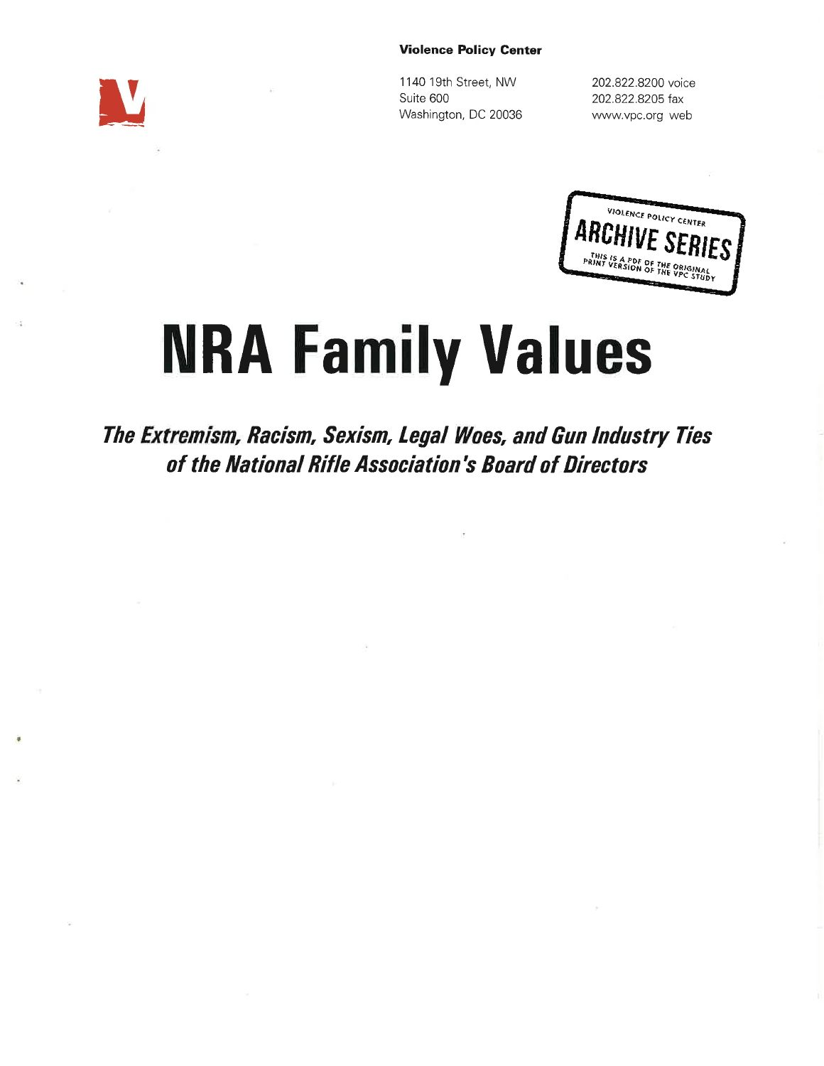**Violence Policy Center**

1140 19th Street, NW
Suite 600
Washington, DC 20036

202.822.8200 voice
202.822.8205 fax
www.vpc.org web

VIOLENCE POLICY CENTER
ARCHIVE SERIES
THIS IS A PDF OF THE ORIGINAL PRINT VERSION OF THE VPC STUDY

# NRA Family Values

## *The Extremism, Racism, Sexism, Legal Woes, and Gun Industry Ties of the National Rifle Association's Board of Directors*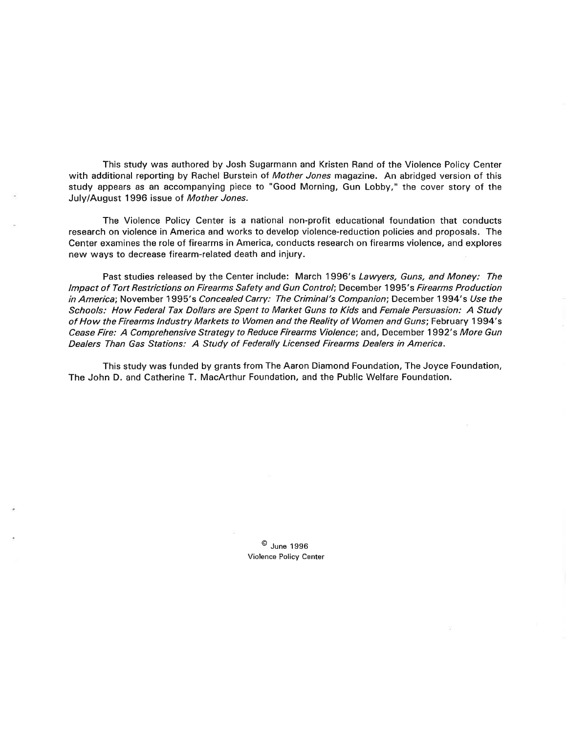This study was authored by Josh Sugarmann and Kristen Rand of the Violence Policy Center with additional reporting by Rachel Burstein of *Mother Jones* magazine. An abridged version of this study appears as an accompanying piece to "Good Morning, Gun Lobby," the cover story of the July/August 1996 issue of *Mother Jones.*

The Violence Policy Center is a national non-profit educational foundation that conducts research on violence in America and works to develop violence-reduction policies and proposals. The Center examines the role of firearms in America, conducts research on firearms violence, and explores new ways to decrease firearm-related death and injury.

Past studies released by the Center include: March 1996's *Lawyers, Guns, and Money: The Impact of Tort Restrictions on Firearms Safety and Gun Control*; December 1995's *Firearms Production in America*; November 1995's *Concealed Carry: The Criminal's Companion*; December 1994's *Use the Schools: How Federal Tax Dollars are Spent to Market Guns to Kids* and *Female Persuasion: A Study of How the Firearms Industry Markets to Women and the Reality of Women and Guns*; February 1994's *Cease Fire: A Comprehensive Strategy to Reduce Firearms Violence*; and, December 1992's *More Gun Dealers Than Gas Stations: A Study of Federally Licensed Firearms Dealers in America*.

This study was funded by grants from The Aaron Diamond Foundation, The Joyce Foundation, The John D. and Catherine T. MacArthur Foundation, and the Public Welfare Foundation.

© June 1996
Violence Policy Center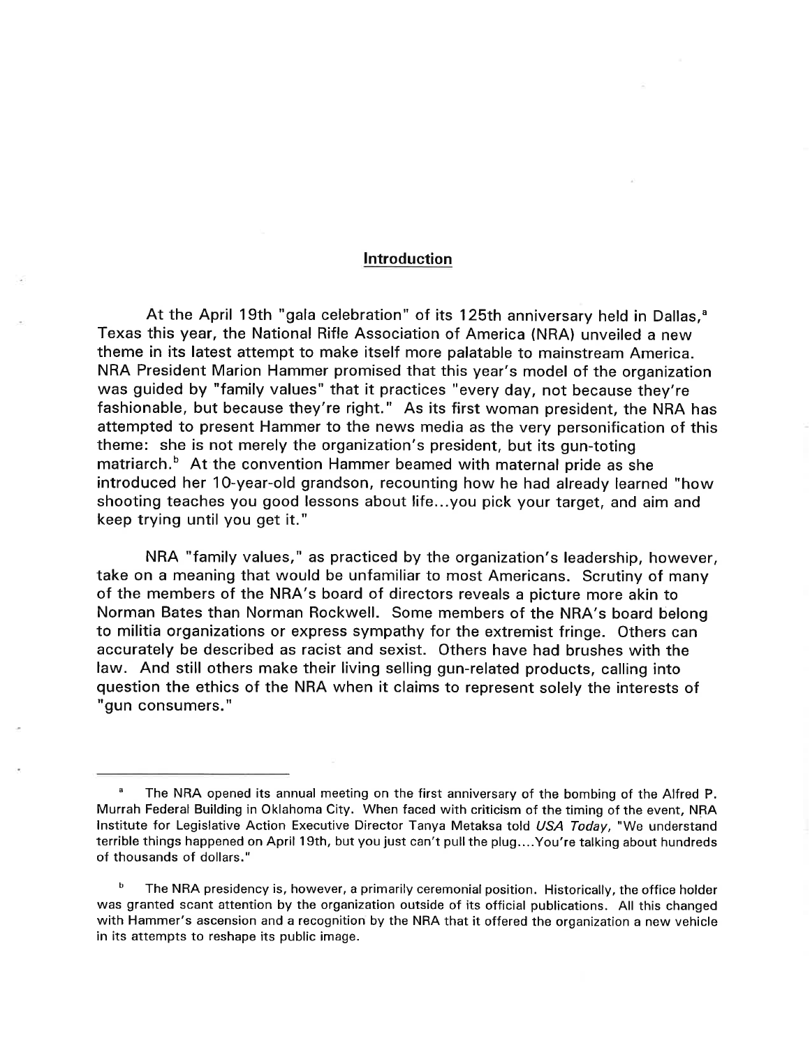## Introduction

At the April 19th "gala celebration" of its 125th anniversary held in Dallas,[a] Texas this year, the National Rifle Association of America (NRA) unveiled a new theme in its latest attempt to make itself more palatable to mainstream America. NRA President Marion Hammer promised that this year's model of the organization was guided by "family values" that it practices "every day, not because they're fashionable, but because they're right." As its first woman president, the NRA has attempted to present Hammer to the news media as the very personification of this theme: she is not merely the organization's president, but its gun-toting matriarch.[b] At the convention Hammer beamed with maternal pride as she introduced her 10-year-old grandson, recounting how he had already learned "how shooting teaches you good lessons about life...you pick your target, and aim and keep trying until you get it."

NRA "family values," as practiced by the organization's leadership, however, take on a meaning that would be unfamiliar to most Americans. Scrutiny of many of the members of the NRA's board of directors reveals a picture more akin to Norman Bates than Norman Rockwell. Some members of the NRA's board belong to militia organizations or express sympathy for the extremist fringe. Others can accurately be described as racist and sexist. Others have had brushes with the law. And still others make their living selling gun-related products, calling into question the ethics of the NRA when it claims to represent solely the interests of "gun consumers."

---

[a] The NRA opened its annual meeting on the first anniversary of the bombing of the Alfred P. Murrah Federal Building in Oklahoma City. When faced with criticism of the timing of the event, NRA Institute for Legislative Action Executive Director Tanya Metaksa told *USA Today*, "We understand terrible things happened on April 19th, but you just can't pull the plug....You're talking about hundreds of thousands of dollars."

[b] The NRA presidency is, however, a primarily ceremonial position. Historically, the office holder was granted scant attention by the organization outside of its official publications. All this changed with Hammer's ascension and a recognition by the NRA that it offered the organization a new vehicle in its attempts to reshape its public image.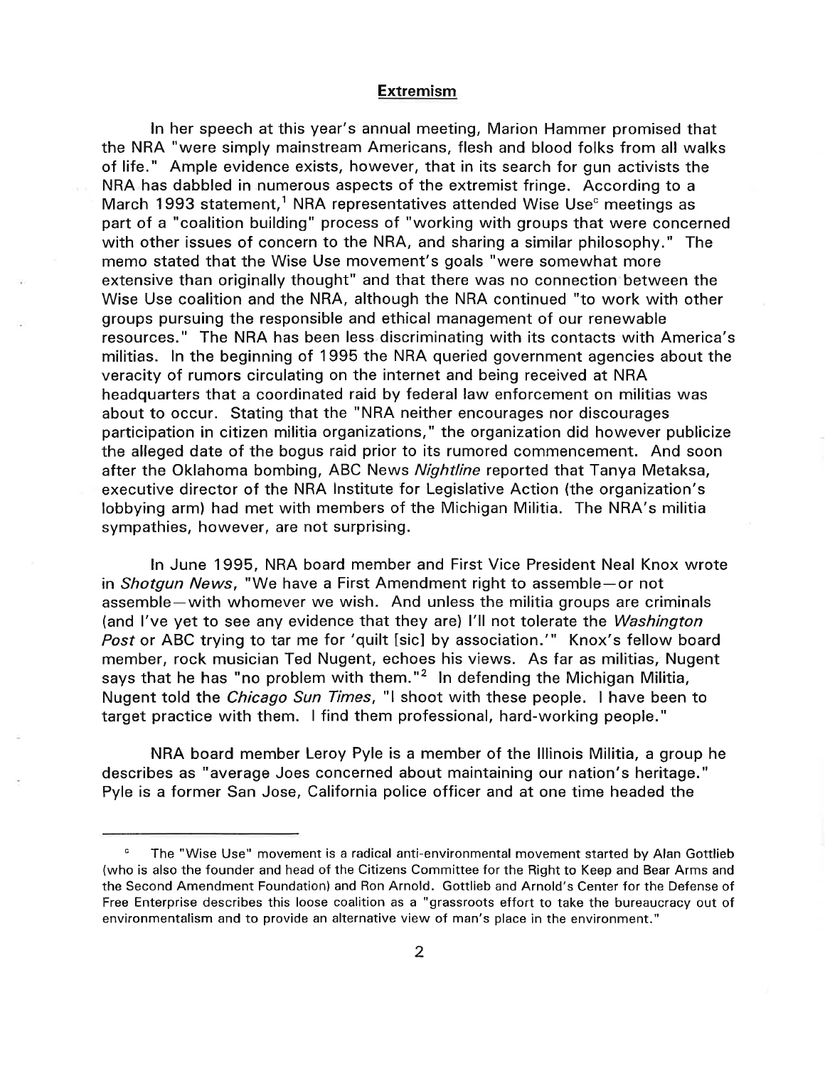## Extremism

In her speech at this year's annual meeting, Marion Hammer promised that the NRA "were simply mainstream Americans, flesh and blood folks from all walks of life." Ample evidence exists, however, that in its search for gun activists the NRA has dabbled in numerous aspects of the extremist fringe. According to a March 1993 statement,[1] NRA representatives attended Wise Use[c] meetings as part of a "coalition building" process of "working with groups that were concerned with other issues of concern to the NRA, and sharing a similar philosophy." The memo stated that the Wise Use movement's goals "were somewhat more extensive than originally thought" and that there was no connection between the Wise Use coalition and the NRA, although the NRA continued "to work with other groups pursuing the responsible and ethical management of our renewable resources." The NRA has been less discriminating with its contacts with America's militias. In the beginning of 1995 the NRA queried government agencies about the veracity of rumors circulating on the internet and being received at NRA headquarters that a coordinated raid by federal law enforcement on militias was about to occur. Stating that the "NRA neither encourages nor discourages participation in citizen militia organizations," the organization did however publicize the alleged date of the bogus raid prior to its rumored commencement. And soon after the Oklahoma bombing, ABC News *Nightline* reported that Tanya Metaksa, executive director of the NRA Institute for Legislative Action (the organization's lobbying arm) had met with members of the Michigan Militia. The NRA's militia sympathies, however, are not surprising.

In June 1995, NRA board member and First Vice President Neal Knox wrote in *Shotgun News*, "We have a First Amendment right to assemble—or not assemble—with whomever we wish. And unless the militia groups are criminals (and I've yet to see any evidence that they are) I'll not tolerate the *Washington Post* or ABC trying to tar me for 'quilt [sic] by association.'" Knox's fellow board member, rock musician Ted Nugent, echoes his views. As far as militias, Nugent says that he has "no problem with them."[2] In defending the Michigan Militia, Nugent told the *Chicago Sun Times*, "I shoot with these people. I have been to target practice with them. I find them professional, hard-working people."

NRA board member Leroy Pyle is a member of the Illinois Militia, a group he describes as "average Joes concerned about maintaining our nation's heritage." Pyle is a former San Jose, California police officer and at one time headed the

---

[c] The "Wise Use" movement is a radical anti-environmental movement started by Alan Gottlieb (who is also the founder and head of the Citizens Committee for the Right to Keep and Bear Arms and the Second Amendment Foundation) and Ron Arnold. Gottlieb and Arnold's Center for the Defense of Free Enterprise describes this loose coalition as a "grassroots effort to take the bureaucracy out of environmentalism and to provide an alternative view of man's place in the environment."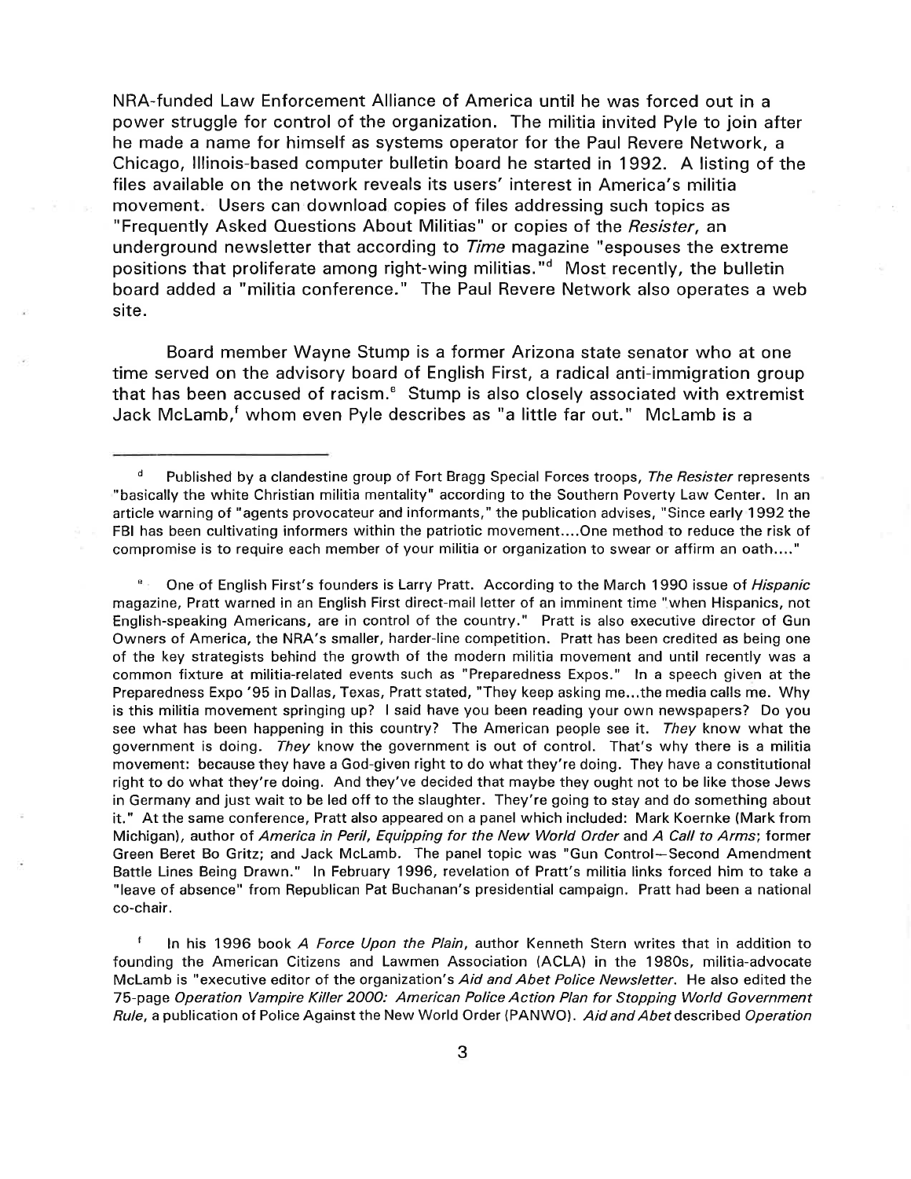NRA-funded Law Enforcement Alliance of America until he was forced out in a power struggle for control of the organization. The militia invited Pyle to join after he made a name for himself as systems operator for the Paul Revere Network, a Chicago, Illinois-based computer bulletin board he started in 1992. A listing of the files available on the network reveals its users' interest in America's militia movement. Users can download copies of files addressing such topics as "Frequently Asked Questions About Militias" or copies of the *Resister*, an underground newsletter that according to *Time* magazine "espouses the extreme positions that proliferate among right-wing militias."[d] Most recently, the bulletin board added a "militia conference." The Paul Revere Network also operates a web site.

Board member Wayne Stump is a former Arizona state senator who at one time served on the advisory board of English First, a radical anti-immigration group that has been accused of racism.[e] Stump is also closely associated with extremist Jack McLamb,[f] whom even Pyle describes as "a little far out." McLamb is a

---

[d] Published by a clandestine group of Fort Bragg Special Forces troops, *The Resister* represents "basically the white Christian militia mentality" according to the Southern Poverty Law Center. In an article warning of "agents provocateur and informants," the publication advises, "Since early 1992 the FBI has been cultivating informers within the patriotic movement....One method to reduce the risk of compromise is to require each member of your militia or organization to swear or affirm an oath...."

[e] One of English First's founders is Larry Pratt. According to the March 1990 issue of *Hispanic* magazine, Pratt warned in an English First direct-mail letter of an imminent time "when Hispanics, not English-speaking Americans, are in control of the country." Pratt is also executive director of Gun Owners of America, the NRA's smaller, harder-line competition. Pratt has been credited as being one of the key strategists behind the growth of the modern militia movement and until recently was a common fixture at militia-related events such as "Preparedness Expos." In a speech given at the Preparedness Expo '95 in Dallas, Texas, Pratt stated, "They keep asking me...the media calls me. Why is this militia movement springing up? I said have you been reading your own newspapers? Do you see what has been happening in this country? The American people see it. *They* know what the government is doing. *They* know the government is out of control. That's why there is a militia movement: because they have a God-given right to do what they're doing. They have a constitutional right to do what they're doing. And they've decided that maybe they ought not to be like those Jews in Germany and just wait to be led off to the slaughter. They're going to stay and do something about it." At the same conference, Pratt also appeared on a panel which included: Mark Koernke (Mark from Michigan), author of *America in Peril, Equipping for the New World Order* and *A Call to Arms*; former Green Beret Bo Gritz; and Jack McLamb. The panel topic was "Gun Control—Second Amendment Battle Lines Being Drawn." In February 1996, revelation of Pratt's militia links forced him to take a "leave of absence" from Republican Pat Buchanan's presidential campaign. Pratt had been a national co-chair.

[f] In his 1996 book *A Force Upon the Plain*, author Kenneth Stern writes that in addition to founding the American Citizens and Lawmen Association (ACLA) in the 1980s, militia-advocate McLamb is "executive editor of the organization's *Aid and Abet Police Newsletter*. He also edited the 75-page *Operation Vampire Killer 2000: American Police Action Plan for Stopping World Government Rule*, a publication of Police Against the New World Order (PANWO). *Aid and Abet* described *Operation*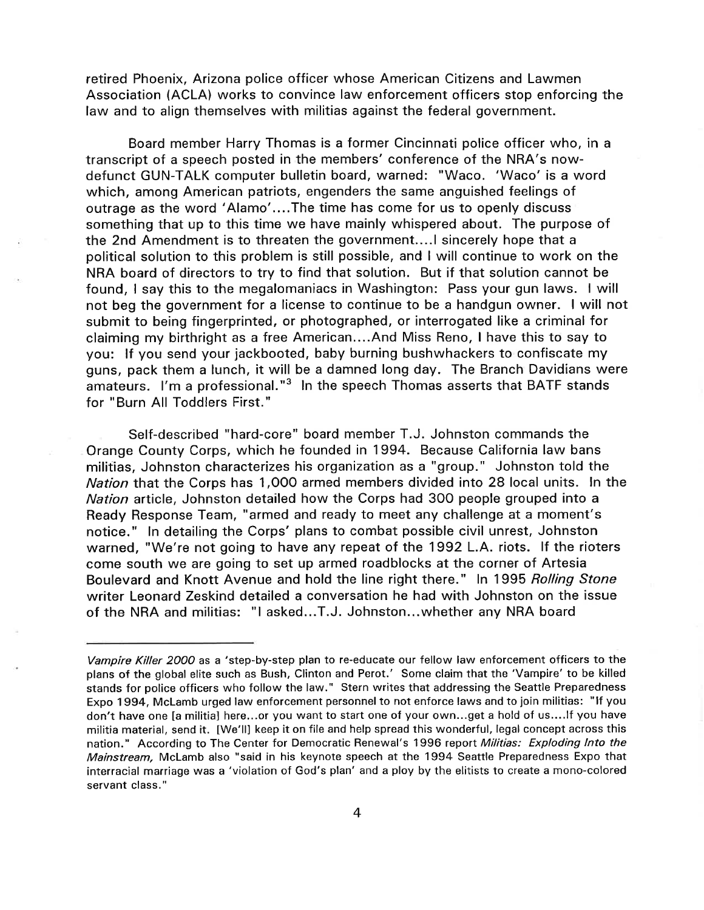retired Phoenix, Arizona police officer whose American Citizens and Lawmen Association (ACLA) works to convince law enforcement officers stop enforcing the law and to align themselves with militias against the federal government.

Board member Harry Thomas is a former Cincinnati police officer who, in a transcript of a speech posted in the members' conference of the NRA's now-defunct GUN-TALK computer bulletin board, warned: "Waco. 'Waco' is a word which, among American patriots, engenders the same anguished feelings of outrage as the word 'Alamo'....The time has come for us to openly discuss something that up to this time we have mainly whispered about. The purpose of the 2nd Amendment is to threaten the government....I sincerely hope that a political solution to this problem is still possible, and I will continue to work on the NRA board of directors to try to find that solution. But if that solution cannot be found, I say this to the megalomaniacs in Washington: Pass your gun laws. I will not beg the government for a license to continue to be a handgun owner. I will not submit to being fingerprinted, or photographed, or interrogated like a criminal for claiming my birthright as a free American....And Miss Reno, I have this to say to you: If you send your jackbooted, baby burning bushwhackers to confiscate my guns, pack them a lunch, it will be a damned long day. The Branch Davidians were amateurs. I'm a professional."[3] In the speech Thomas asserts that BATF stands for "Burn All Toddlers First."

Self-described "hard-core" board member T.J. Johnston commands the Orange County Corps, which he founded in 1994. Because California law bans militias, Johnston characterizes his organization as a "group." Johnston told the *Nation* that the Corps has 1,000 armed members divided into 28 local units. In the *Nation* article, Johnston detailed how the Corps had 300 people grouped into a Ready Response Team, "armed and ready to meet any challenge at a moment's notice." In detailing the Corps' plans to combat possible civil unrest, Johnston warned, "We're not going to have any repeat of the 1992 L.A. riots. If the rioters come south we are going to set up armed roadblocks at the corner of Artesia Boulevard and Knott Avenue and hold the line right there." In 1995 *Rolling Stone* writer Leonard Zeskind detailed a conversation he had with Johnston on the issue of the NRA and militias: "I asked...T.J. Johnston...whether any NRA board

---

*Vampire Killer 2000* as a 'step-by-step plan to re-educate our fellow law enforcement officers to the plans of the global elite such as Bush, Clinton and Perot.' Some claim that the 'Vampire' to be killed stands for police officers who follow the law." Stern writes that addressing the Seattle Preparedness Expo 1994, McLamb urged law enforcement personnel to not enforce laws and to join militias: "If you don't have one [a militia] here...or you want to start one of your own...get a hold of us....If you have militia material, send it. [We'll] keep it on file and help spread this wonderful, legal concept across this nation." According to The Center for Democratic Renewal's 1996 report *Militias: Exploding Into the Mainstream,* McLamb also "said in his keynote speech at the 1994 Seattle Preparedness Expo that interracial marriage was a 'violation of God's plan' and a ploy by the elitists to create a mono-colored servant class."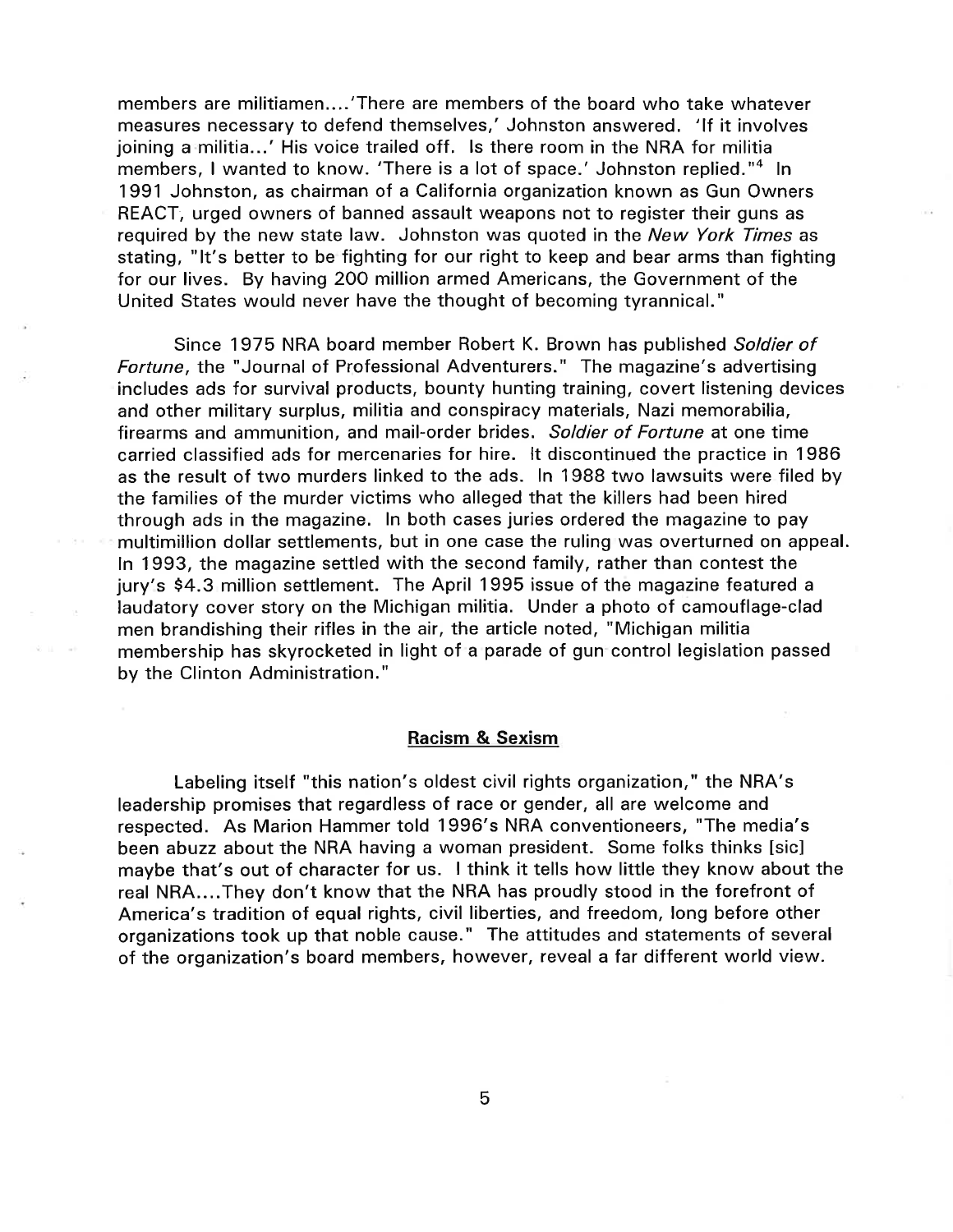members are militiamen....'There are members of the board who take whatever measures necessary to defend themselves,' Johnston answered. 'If it involves joining a militia...' His voice trailed off. Is there room in the NRA for militia members, I wanted to know. 'There is a lot of space.' Johnston replied."[4] In 1991 Johnston, as chairman of a California organization known as Gun Owners REACT, urged owners of banned assault weapons not to register their guns as required by the new state law. Johnston was quoted in the *New York Times* as stating, "It's better to be fighting for our right to keep and bear arms than fighting for our lives. By having 200 million armed Americans, the Government of the United States would never have the thought of becoming tyrannical."

Since 1975 NRA board member Robert K. Brown has published *Soldier of Fortune*, the "Journal of Professional Adventurers." The magazine's advertising includes ads for survival products, bounty hunting training, covert listening devices and other military surplus, militia and conspiracy materials, Nazi memorabilia, firearms and ammunition, and mail-order brides. *Soldier of Fortune* at one time carried classified ads for mercenaries for hire. It discontinued the practice in 1986 as the result of two murders linked to the ads. In 1988 two lawsuits were filed by the families of the murder victims who alleged that the killers had been hired through ads in the magazine. In both cases juries ordered the magazine to pay multimillion dollar settlements, but in one case the ruling was overturned on appeal. In 1993, the magazine settled with the second family, rather than contest the jury's $4.3 million settlement. The April 1995 issue of the magazine featured a laudatory cover story on the Michigan militia. Under a photo of camouflage-clad men brandishing their rifles in the air, the article noted, "Michigan militia membership has skyrocketed in light of a parade of gun control legislation passed by the Clinton Administration."

## Racism & Sexism

Labeling itself "this nation's oldest civil rights organization," the NRA's leadership promises that regardless of race or gender, all are welcome and respected. As Marion Hammer told 1996's NRA conventioneers, "The media's been abuzz about the NRA having a woman president. Some folks thinks [sic] maybe that's out of character for us. I think it tells how little they know about the real NRA....They don't know that the NRA has proudly stood in the forefront of America's tradition of equal rights, civil liberties, and freedom, long before other organizations took up that noble cause." The attitudes and statements of several of the organization's board members, however, reveal a far different world view.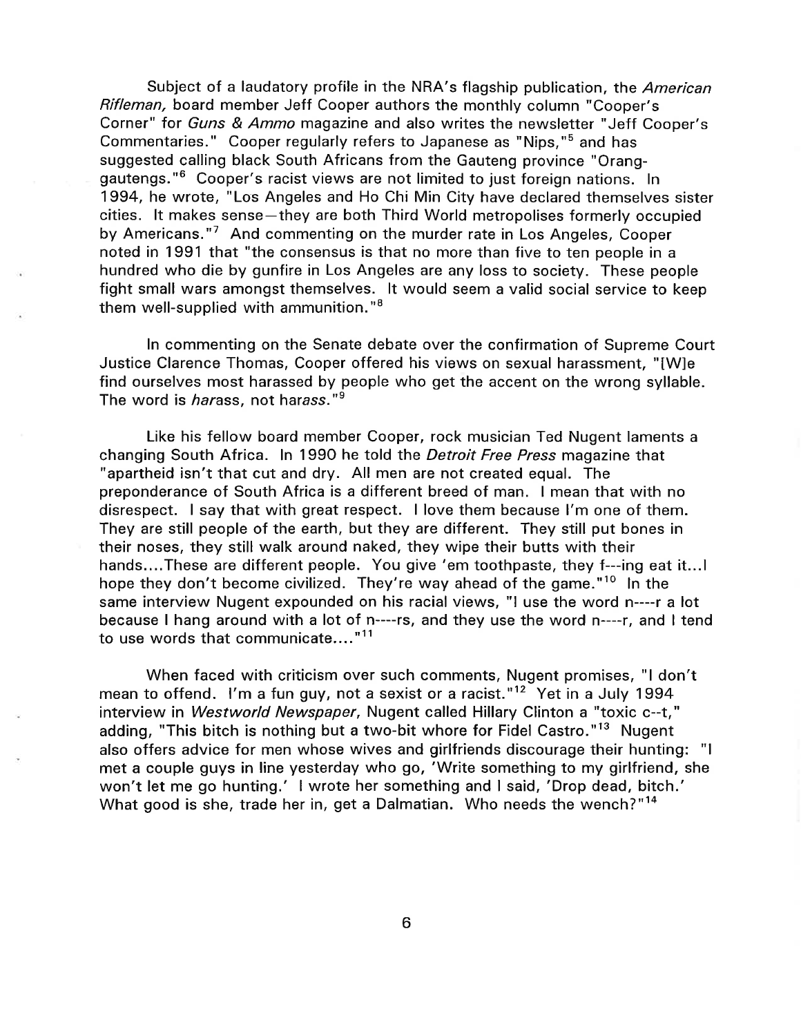Subject of a laudatory profile in the NRA's flagship publication, the *American Rifleman,* board member Jeff Cooper authors the monthly column "Cooper's Corner" for *Guns & Ammo* magazine and also writes the newsletter "Jeff Cooper's Commentaries." Cooper regularly refers to Japanese as "Nips,"[5] and has suggested calling black South Africans from the Gauteng province "Orang-gautengs."[6] Cooper's racist views are not limited to just foreign nations. In 1994, he wrote, "Los Angeles and Ho Chi Min City have declared themselves sister cities. It makes sense—they are both Third World metropolises formerly occupied by Americans."[7] And commenting on the murder rate in Los Angeles, Cooper noted in 1991 that "the consensus is that no more than five to ten people in a hundred who die by gunfire in Los Angeles are any loss to society. These people fight small wars amongst themselves. It would seem a valid social service to keep them well-supplied with ammunition."[8]

In commenting on the Senate debate over the confirmation of Supreme Court Justice Clarence Thomas, Cooper offered his views on sexual harassment, "[W]e find ourselves most harassed by people who get the accent on the wrong syllable. The word is *har*ass, not har*ass*."[9]

Like his fellow board member Cooper, rock musician Ted Nugent laments a changing South Africa. In 1990 he told the *Detroit Free Press* magazine that "apartheid isn't that cut and dry. All men are not created equal. The preponderance of South Africa is a different breed of man. I mean that with no disrespect. I say that with great respect. I love them because I'm one of them. They are still people of the earth, but they are different. They still put bones in their noses, they still walk around naked, they wipe their butts with their hands....These are different people. You give 'em toothpaste, they f---ing eat it...I hope they don't become civilized. They're way ahead of the game."[10] In the same interview Nugent expounded on his racial views, "I use the word n----r a lot because I hang around with a lot of n----rs, and they use the word n----r, and I tend to use words that communicate...."[11]

When faced with criticism over such comments, Nugent promises, "I don't mean to offend. I'm a fun guy, not a sexist or a racist."[12] Yet in a July 1994 interview in *Westworld Newspaper*, Nugent called Hillary Clinton a "toxic c--t," adding, "This bitch is nothing but a two-bit whore for Fidel Castro."[13] Nugent also offers advice for men whose wives and girlfriends discourage their hunting: "I met a couple guys in line yesterday who go, 'Write something to my girlfriend, she won't let me go hunting.' I wrote her something and I said, 'Drop dead, bitch.' What good is she, trade her in, get a Dalmatian. Who needs the wench?"[14]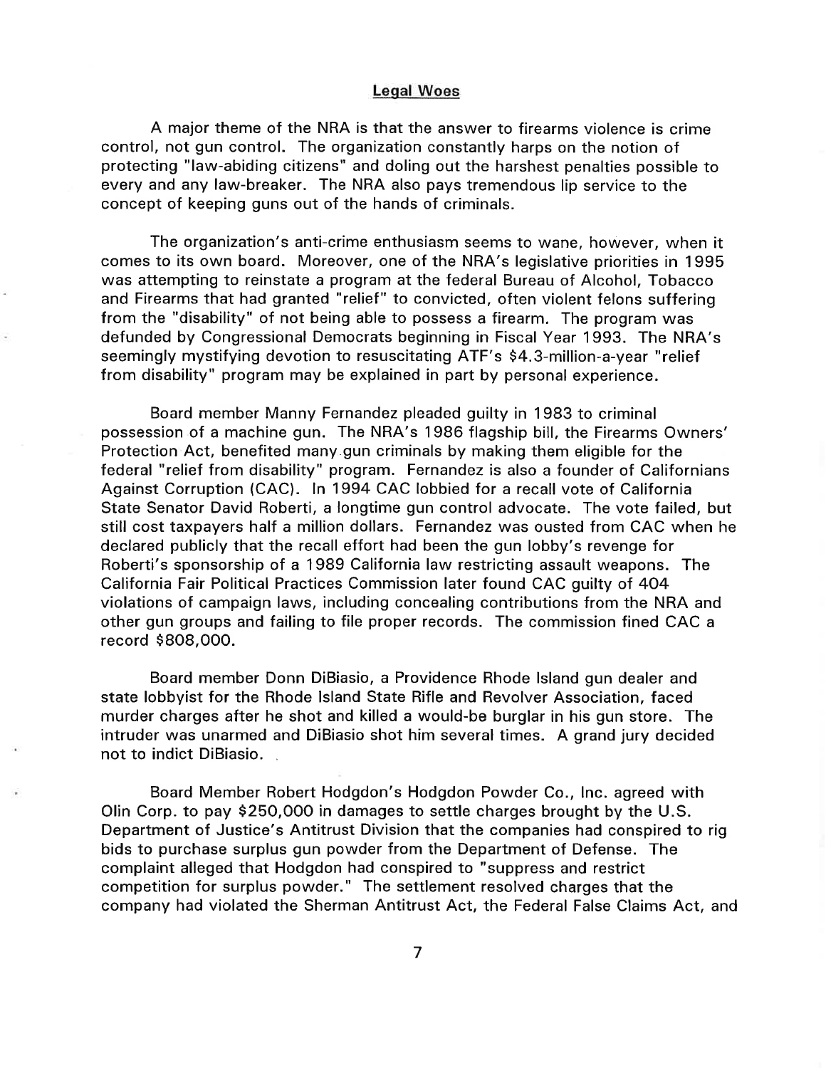## Legal Woes

A major theme of the NRA is that the answer to firearms violence is crime control, not gun control. The organization constantly harps on the notion of protecting "law-abiding citizens" and doling out the harshest penalties possible to every and any law-breaker. The NRA also pays tremendous lip service to the concept of keeping guns out of the hands of criminals.

The organization's anti-crime enthusiasm seems to wane, however, when it comes to its own board. Moreover, one of the NRA's legislative priorities in 1995 was attempting to reinstate a program at the federal Bureau of Alcohol, Tobacco and Firearms that had granted "relief" to convicted, often violent felons suffering from the "disability" of not being able to possess a firearm. The program was defunded by Congressional Democrats beginning in Fiscal Year 1993. The NRA's seemingly mystifying devotion to resuscitating ATF's $4.3-million-a-year "relief from disability" program may be explained in part by personal experience.

Board member Manny Fernandez pleaded guilty in 1983 to criminal possession of a machine gun. The NRA's 1986 flagship bill, the Firearms Owners' Protection Act, benefited many gun criminals by making them eligible for the federal "relief from disability" program. Fernandez is also a founder of Californians Against Corruption (CAC). In 1994 CAC lobbied for a recall vote of California State Senator David Roberti, a longtime gun control advocate. The vote failed, but still cost taxpayers half a million dollars. Fernandez was ousted from CAC when he declared publicly that the recall effort had been the gun lobby's revenge for Roberti's sponsorship of a 1989 California law restricting assault weapons. The California Fair Political Practices Commission later found CAC guilty of 404 violations of campaign laws, including concealing contributions from the NRA and other gun groups and failing to file proper records. The commission fined CAC a record $808,000.

Board member Donn DiBiasio, a Providence Rhode Island gun dealer and state lobbyist for the Rhode Island State Rifle and Revolver Association, faced murder charges after he shot and killed a would-be burglar in his gun store. The intruder was unarmed and DiBiasio shot him several times. A grand jury decided not to indict DiBiasio.

Board Member Robert Hodgdon's Hodgdon Powder Co., Inc. agreed with Olin Corp. to pay $250,000 in damages to settle charges brought by the U.S. Department of Justice's Antitrust Division that the companies had conspired to rig bids to purchase surplus gun powder from the Department of Defense. The complaint alleged that Hodgdon had conspired to "suppress and restrict competition for surplus powder." The settlement resolved charges that the company had violated the Sherman Antitrust Act, the Federal False Claims Act, and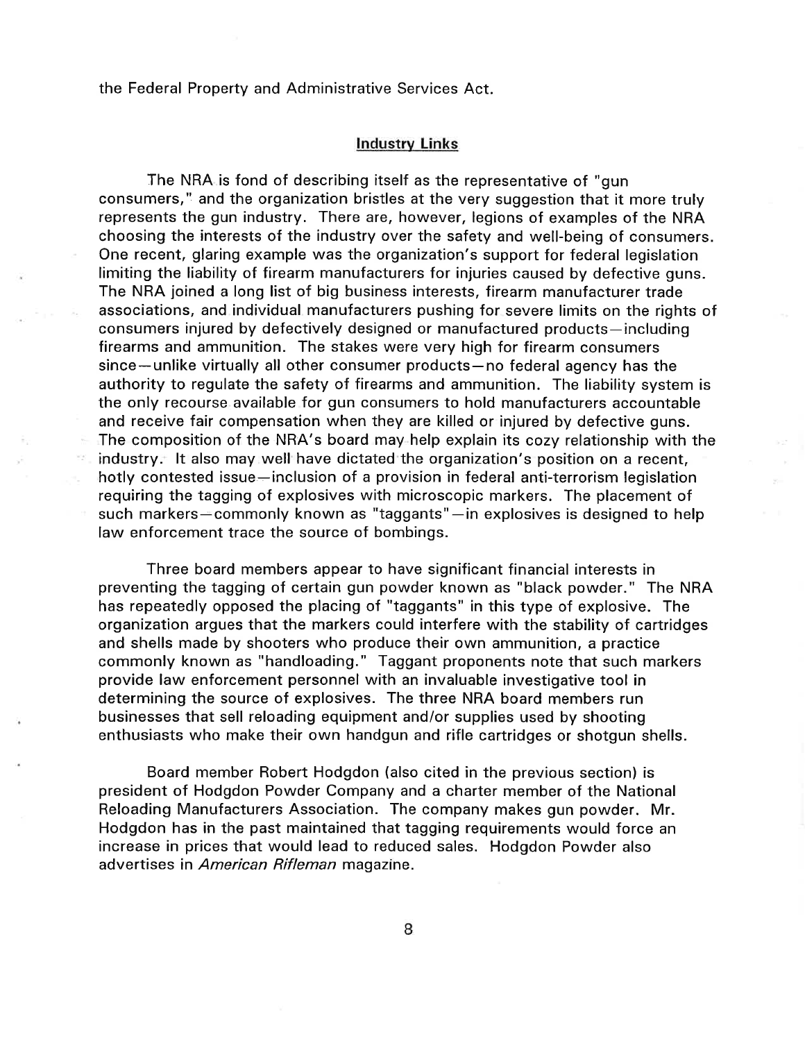the Federal Property and Administrative Services Act.

## Industry Links

The NRA is fond of describing itself as the representative of "gun consumers," and the organization bristles at the very suggestion that it more truly represents the gun industry. There are, however, legions of examples of the NRA choosing the interests of the industry over the safety and well-being of consumers. One recent, glaring example was the organization's support for federal legislation limiting the liability of firearm manufacturers for injuries caused by defective guns. The NRA joined a long list of big business interests, firearm manufacturer trade associations, and individual manufacturers pushing for severe limits on the rights of consumers injured by defectively designed or manufactured products—including firearms and ammunition. The stakes were very high for firearm consumers since—unlike virtually all other consumer products—no federal agency has the authority to regulate the safety of firearms and ammunition. The liability system is the only recourse available for gun consumers to hold manufacturers accountable and receive fair compensation when they are killed or injured by defective guns. The composition of the NRA's board may help explain its cozy relationship with the industry. It also may well have dictated the organization's position on a recent, hotly contested issue—inclusion of a provision in federal anti-terrorism legislation requiring the tagging of explosives with microscopic markers. The placement of such markers—commonly known as "taggants"—in explosives is designed to help law enforcement trace the source of bombings.

Three board members appear to have significant financial interests in preventing the tagging of certain gun powder known as "black powder." The NRA has repeatedly opposed the placing of "taggants" in this type of explosive. The organization argues that the markers could interfere with the stability of cartridges and shells made by shooters who produce their own ammunition, a practice commonly known as "handloading." Taggant proponents note that such markers provide law enforcement personnel with an invaluable investigative tool in determining the source of explosives. The three NRA board members run businesses that sell reloading equipment and/or supplies used by shooting enthusiasts who make their own handgun and rifle cartridges or shotgun shells.

Board member Robert Hodgdon (also cited in the previous section) is president of Hodgdon Powder Company and a charter member of the National Reloading Manufacturers Association. The company makes gun powder. Mr. Hodgdon has in the past maintained that tagging requirements would force an increase in prices that would lead to reduced sales. Hodgdon Powder also advertises in *American Rifleman* magazine.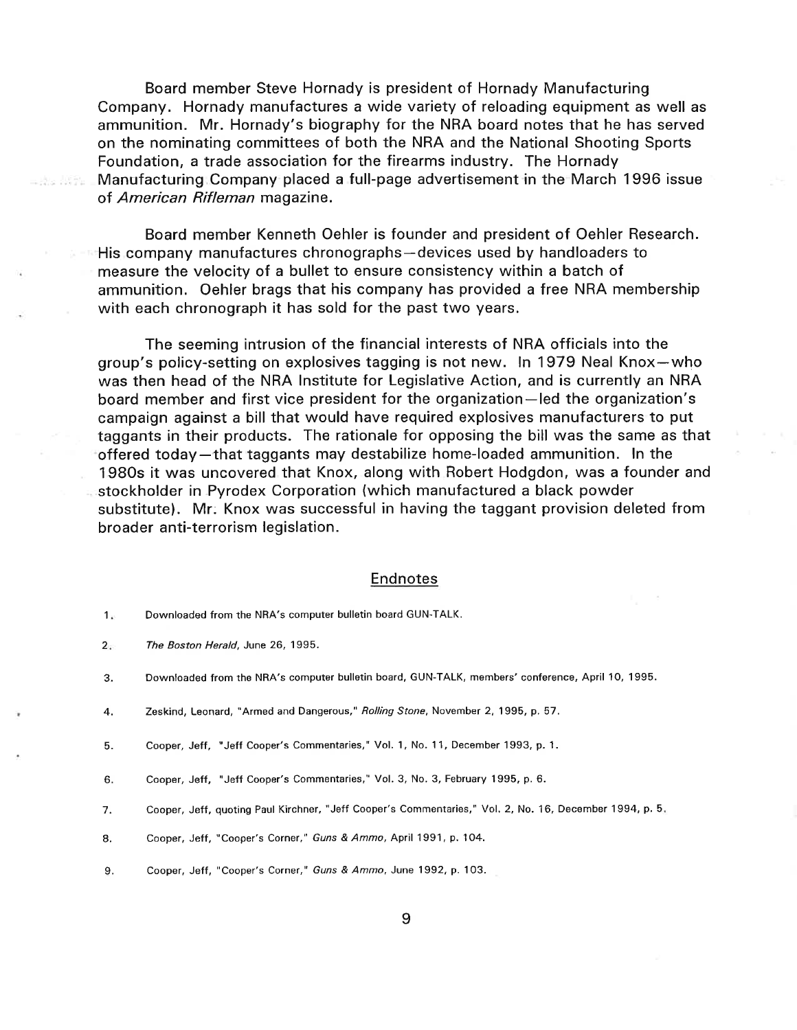Board member Steve Hornady is president of Hornady Manufacturing Company. Hornady manufactures a wide variety of reloading equipment as well as ammunition. Mr. Hornady's biography for the NRA board notes that he has served on the nominating committees of both the NRA and the National Shooting Sports Foundation, a trade association for the firearms industry. The Hornady Manufacturing Company placed a full-page advertisement in the March 1996 issue of *American Rifleman* magazine.

Board member Kenneth Oehler is founder and president of Oehler Research. His company manufactures chronographs—devices used by handloaders to measure the velocity of a bullet to ensure consistency within a batch of ammunition. Oehler brags that his company has provided a free NRA membership with each chronograph it has sold for the past two years.

The seeming intrusion of the financial interests of NRA officials into the group's policy-setting on explosives tagging is not new. In 1979 Neal Knox—who was then head of the NRA Institute for Legislative Action, and is currently an NRA board member and first vice president for the organization—led the organization's campaign against a bill that would have required explosives manufacturers to put taggants in their products. The rationale for opposing the bill was the same as that offered today—that taggants may destabilize home-loaded ammunition. In the 1980s it was uncovered that Knox, along with Robert Hodgdon, was a founder and stockholder in Pyrodex Corporation (which manufactured a black powder substitute). Mr. Knox was successful in having the taggant provision deleted from broader anti-terrorism legislation.

## Endnotes

1. Downloaded from the NRA's computer bulletin board GUN-TALK.
2. *The Boston Herald*, June 26, 1995.
3. Downloaded from the NRA's computer bulletin board, GUN-TALK, members' conference, April 10, 1995.
4. Zeskind, Leonard, "Armed and Dangerous," *Rolling Stone*, November 2, 1995, p. 57.
5. Cooper, Jeff, "Jeff Cooper's Commentaries," Vol. 1, No. 11, December 1993, p. 1.
6. Cooper, Jeff, "Jeff Cooper's Commentaries," Vol. 3, No. 3, February 1995, p. 6.
7. Cooper, Jeff, quoting Paul Kirchner, "Jeff Cooper's Commentaries," Vol. 2, No. 16, December 1994, p. 5.
8. Cooper, Jeff, "Cooper's Corner," *Guns & Ammo*, April 1991, p. 104.
9. Cooper, Jeff, "Cooper's Corner," *Guns & Ammo*, June 1992, p. 103.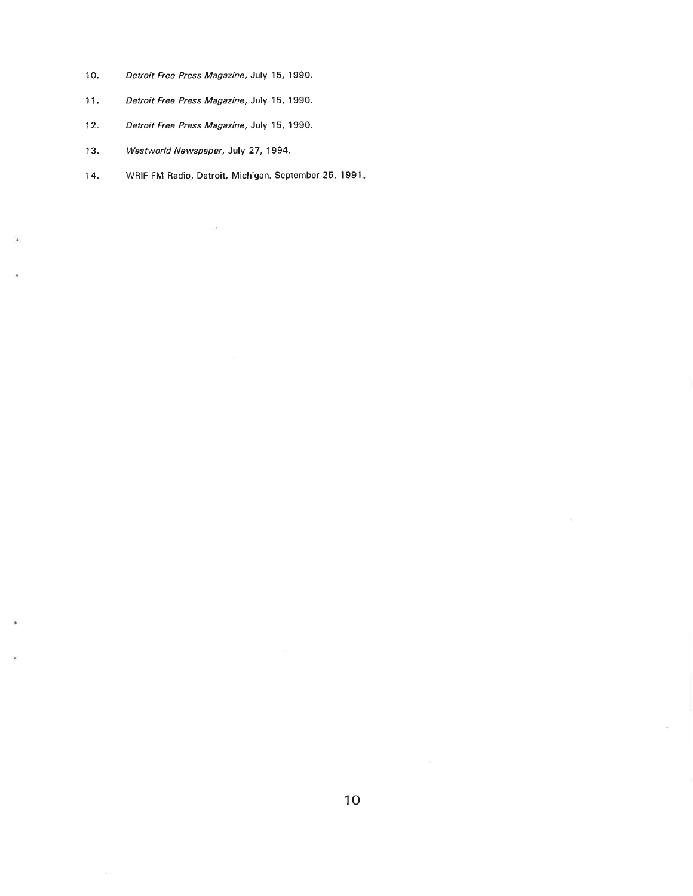10. *Detroit Free Press Magazine*, July 15, 1990.

11. *Detroit Free Press Magazine*, July 15, 1990.

12. *Detroit Free Press Magazine*, July 15, 1990.

13. *Westworld Newspaper*, July 27, 1994.

14. WRIF FM Radio, Detroit, Michigan, September 25, 1991.